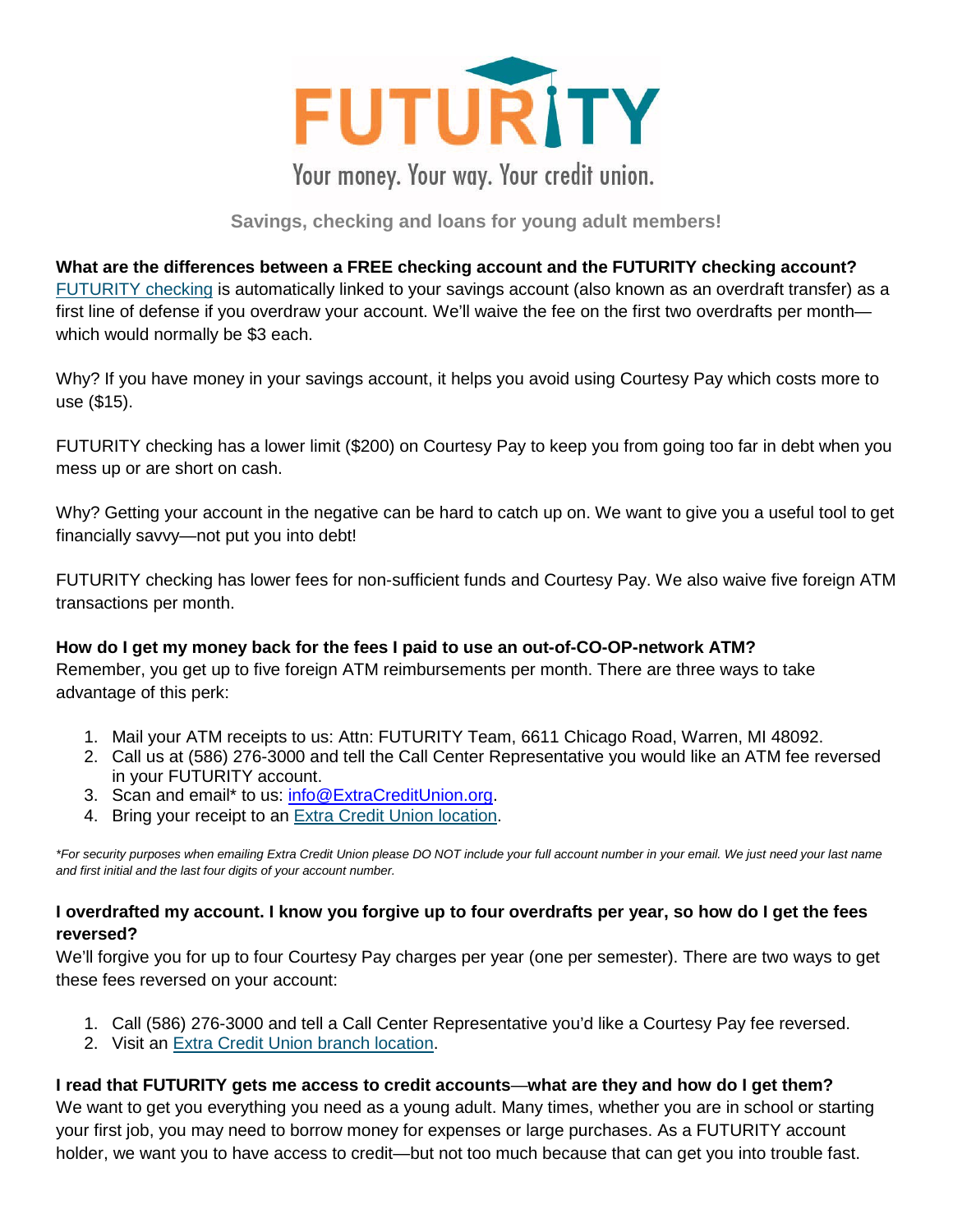# FUTURITY

Your money. Your way. Your credit union.

**Savings, checking and loans for young adult members!**

**What are the differences between a FREE checking account and the FUTURITY checking account?**
FUTURITY checking is automatically linked to your savings account (also known as an overdraft transfer) as a first line of defense if you overdraw your account. We'll waive the fee on the first two overdrafts per month—which would normally be $3 each.

Why? If you have money in your savings account, it helps you avoid using Courtesy Pay which costs more to use ($15).

FUTURITY checking has a lower limit ($200) on Courtesy Pay to keep you from going too far in debt when you mess up or are short on cash.

Why? Getting your account in the negative can be hard to catch up on. We want to give you a useful tool to get financially savvy—not put you into debt!

FUTURITY checking has lower fees for non-sufficient funds and Courtesy Pay. We also waive five foreign ATM transactions per month.

**How do I get my money back for the fees I paid to use an out-of-CO-OP-network ATM?**
Remember, you get up to five foreign ATM reimbursements per month. There are three ways to take advantage of this perk:

1. Mail your ATM receipts to us: Attn: FUTURITY Team, 6611 Chicago Road, Warren, MI 48092.
2. Call us at (586) 276-3000 and tell the Call Center Representative you would like an ATM fee reversed in your FUTURITY account.
3. Scan and email* to us: info@ExtraCreditUnion.org.
4. Bring your receipt to an Extra Credit Union location.

*\*For security purposes when emailing Extra Credit Union please DO NOT include your full account number in your email. We just need your last name and first initial and the last four digits of your account number.*

**I overdrafted my account. I know you forgive up to four overdrafts per year, so how do I get the fees reversed?**
We'll forgive you for up to four Courtesy Pay charges per year (one per semester). There are two ways to get these fees reversed on your account:

1. Call (586) 276-3000 and tell a Call Center Representative you'd like a Courtesy Pay fee reversed.
2. Visit an Extra Credit Union branch location.

**I read that FUTURITY gets me access to credit accounts—what are they and how do I get them?**
We want to get you everything you need as a young adult. Many times, whether you are in school or starting your first job, you may need to borrow money for expenses or large purchases. As a FUTURITY account holder, we want you to have access to credit—but not too much because that can get you into trouble fast.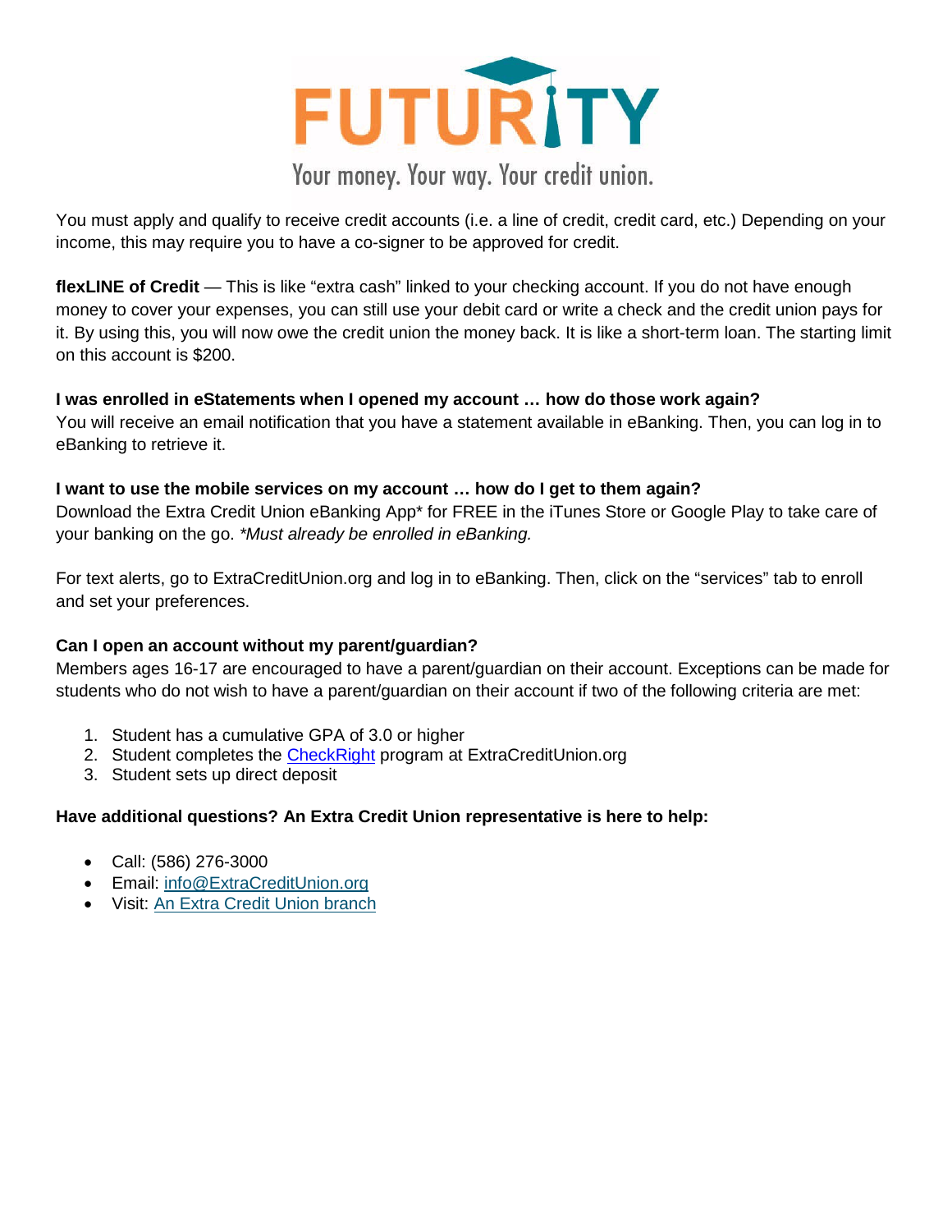FUTURITY

Your money. Your way. Your credit union.

You must apply and qualify to receive credit accounts (i.e. a line of credit, credit card, etc.) Depending on your income, this may require you to have a co-signer to be approved for credit.

**flexLINE of Credit** — This is like "extra cash" linked to your checking account. If you do not have enough money to cover your expenses, you can still use your debit card or write a check and the credit union pays for it. By using this, you will now owe the credit union the money back. It is like a short-term loan. The starting limit on this account is $200.

**I was enrolled in eStatements when I opened my account … how do those work again?**

You will receive an email notification that you have a statement available in eBanking. Then, you can log in to eBanking to retrieve it.

**I want to use the mobile services on my account … how do I get to them again?**

Download the Extra Credit Union eBanking App* for FREE in the iTunes Store or Google Play to take care of your banking on the go. *\*Must already be enrolled in eBanking.*

For text alerts, go to ExtraCreditUnion.org and log in to eBanking. Then, click on the "services" tab to enroll and set your preferences.

**Can I open an account without my parent/guardian?**

Members ages 16-17 are encouraged to have a parent/guardian on their account. Exceptions can be made for students who do not wish to have a parent/guardian on their account if two of the following criteria are met:

1. Student has a cumulative GPA of 3.0 or higher
2. Student completes the CheckRight program at ExtraCreditUnion.org
3. Student sets up direct deposit

**Have additional questions? An Extra Credit Union representative is here to help:**

- Call: (586) 276-3000
- Email: info@ExtraCreditUnion.org
- Visit: An Extra Credit Union branch